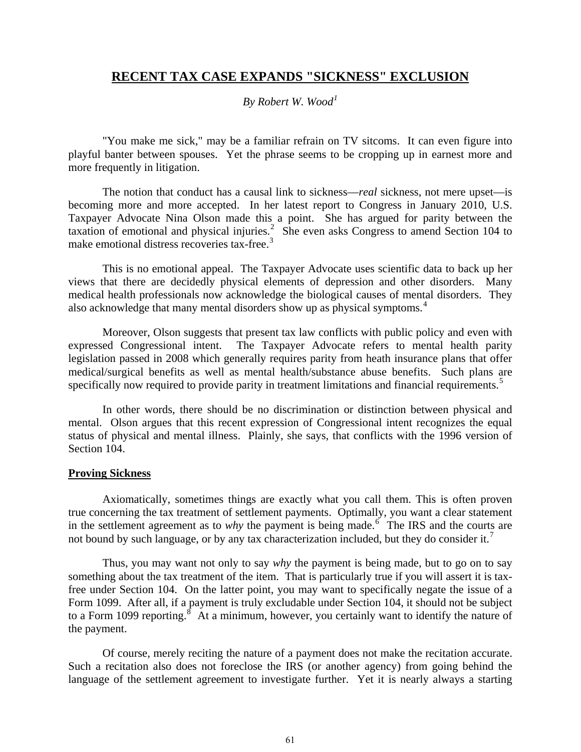# RECENT TAX CASE EXPANDS "SICKNESS" EXCLUSION

*By Robert W. Wood*[1]

"You make me sick," may be a familiar refrain on TV sitcoms. It can even figure into playful banter between spouses. Yet the phrase seems to be cropping up in earnest more and more frequently in litigation.

The notion that conduct has a causal link to sickness—*real* sickness, not mere upset—is becoming more and more accepted. In her latest report to Congress in January 2010, U.S. Taxpayer Advocate Nina Olson made this a point. She has argued for parity between the taxation of emotional and physical injuries.[2] She even asks Congress to amend Section 104 to make emotional distress recoveries tax-free.[3]

This is no emotional appeal. The Taxpayer Advocate uses scientific data to back up her views that there are decidedly physical elements of depression and other disorders. Many medical health professionals now acknowledge the biological causes of mental disorders. They also acknowledge that many mental disorders show up as physical symptoms.[4]

Moreover, Olson suggests that present tax law conflicts with public policy and even with expressed Congressional intent. The Taxpayer Advocate refers to mental health parity legislation passed in 2008 which generally requires parity from heath insurance plans that offer medical/surgical benefits as well as mental health/substance abuse benefits. Such plans are specifically now required to provide parity in treatment limitations and financial requirements.[5]

In other words, there should be no discrimination or distinction between physical and mental. Olson argues that this recent expression of Congressional intent recognizes the equal status of physical and mental illness. Plainly, she says, that conflicts with the 1996 version of Section 104.

## Proving Sickness

Axiomatically, sometimes things are exactly what you call them. This is often proven true concerning the tax treatment of settlement payments. Optimally, you want a clear statement in the settlement agreement as to *why* the payment is being made.[6] The IRS and the courts are not bound by such language, or by any tax characterization included, but they do consider it.[7]

Thus, you may want not only to say *why* the payment is being made, but to go on to say something about the tax treatment of the item. That is particularly true if you will assert it is tax-free under Section 104. On the latter point, you may want to specifically negate the issue of a Form 1099. After all, if a payment is truly excludable under Section 104, it should not be subject to a Form 1099 reporting.[8] At a minimum, however, you certainly want to identify the nature of the payment.

Of course, merely reciting the nature of a payment does not make the recitation accurate. Such a recitation also does not foreclose the IRS (or another agency) from going behind the language of the settlement agreement to investigate further. Yet it is nearly always a starting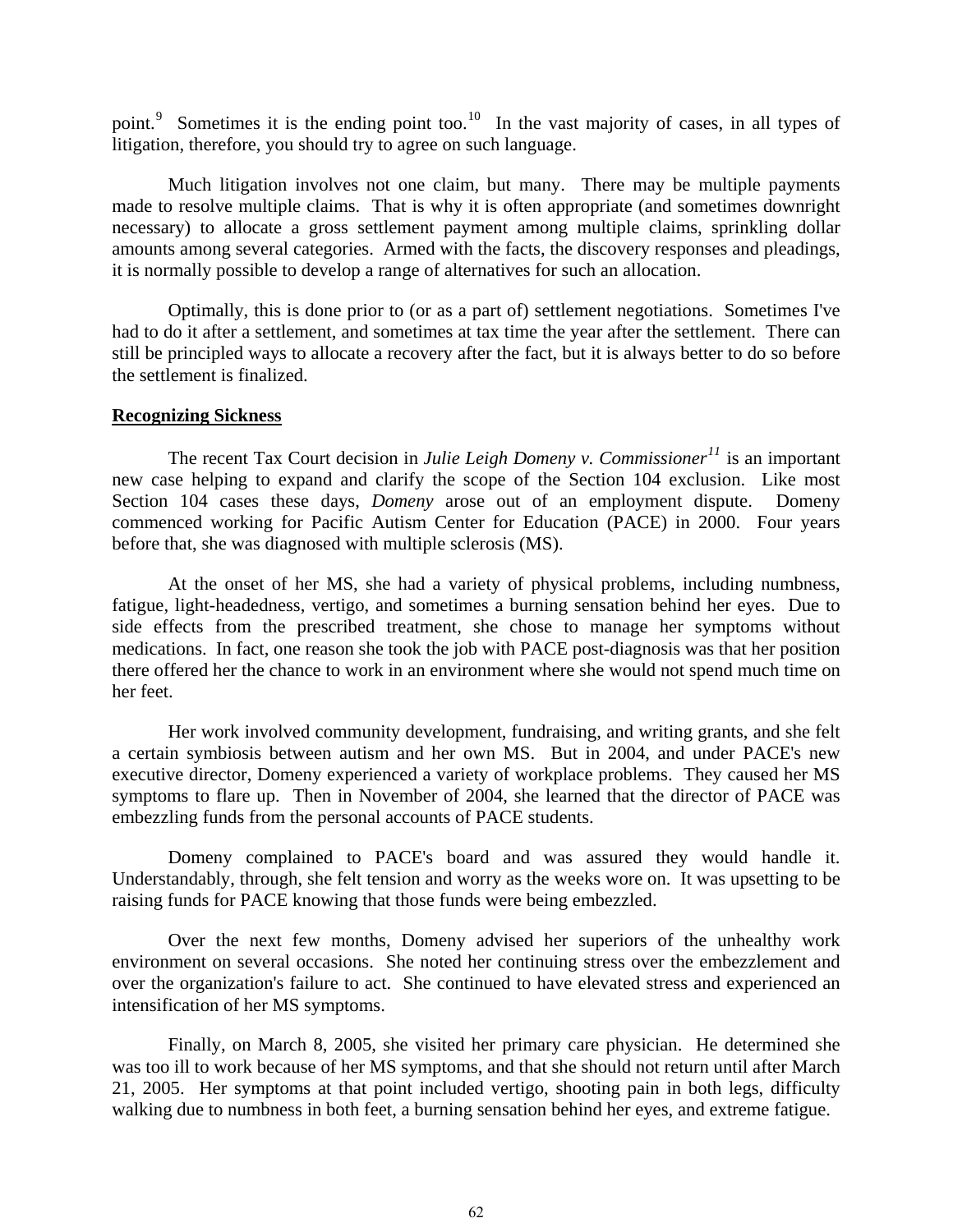point.[9] Sometimes it is the ending point too.[10] In the vast majority of cases, in all types of litigation, therefore, you should try to agree on such language.

Much litigation involves not one claim, but many. There may be multiple payments made to resolve multiple claims. That is why it is often appropriate (and sometimes downright necessary) to allocate a gross settlement payment among multiple claims, sprinkling dollar amounts among several categories. Armed with the facts, the discovery responses and pleadings, it is normally possible to develop a range of alternatives for such an allocation.

Optimally, this is done prior to (or as a part of) settlement negotiations. Sometimes I've had to do it after a settlement, and sometimes at tax time the year after the settlement. There can still be principled ways to allocate a recovery after the fact, but it is always better to do so before the settlement is finalized.

**Recognizing Sickness**

The recent Tax Court decision in *Julie Leigh Domeny v. Commissioner*[11] is an important new case helping to expand and clarify the scope of the Section 104 exclusion. Like most Section 104 cases these days, *Domeny* arose out of an employment dispute. Domeny commenced working for Pacific Autism Center for Education (PACE) in 2000. Four years before that, she was diagnosed with multiple sclerosis (MS).

At the onset of her MS, she had a variety of physical problems, including numbness, fatigue, light-headedness, vertigo, and sometimes a burning sensation behind her eyes. Due to side effects from the prescribed treatment, she chose to manage her symptoms without medications. In fact, one reason she took the job with PACE post-diagnosis was that her position there offered her the chance to work in an environment where she would not spend much time on her feet.

Her work involved community development, fundraising, and writing grants, and she felt a certain symbiosis between autism and her own MS. But in 2004, and under PACE's new executive director, Domeny experienced a variety of workplace problems. They caused her MS symptoms to flare up. Then in November of 2004, she learned that the director of PACE was embezzling funds from the personal accounts of PACE students.

Domeny complained to PACE's board and was assured they would handle it. Understandably, through, she felt tension and worry as the weeks wore on. It was upsetting to be raising funds for PACE knowing that those funds were being embezzled.

Over the next few months, Domeny advised her superiors of the unhealthy work environment on several occasions. She noted her continuing stress over the embezzlement and over the organization's failure to act. She continued to have elevated stress and experienced an intensification of her MS symptoms.

Finally, on March 8, 2005, she visited her primary care physician. He determined she was too ill to work because of her MS symptoms, and that she should not return until after March 21, 2005. Her symptoms at that point included vertigo, shooting pain in both legs, difficulty walking due to numbness in both feet, a burning sensation behind her eyes, and extreme fatigue.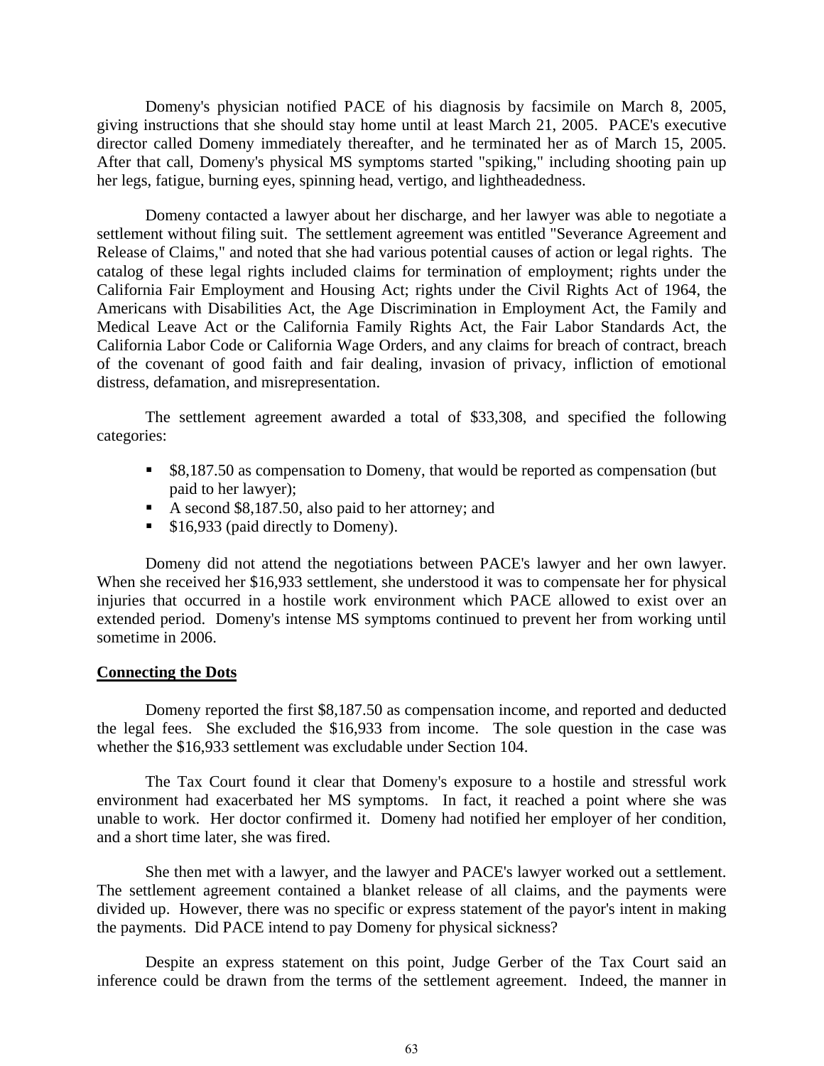Domeny's physician notified PACE of his diagnosis by facsimile on March 8, 2005, giving instructions that she should stay home until at least March 21, 2005. PACE's executive director called Domeny immediately thereafter, and he terminated her as of March 15, 2005. After that call, Domeny's physical MS symptoms started "spiking," including shooting pain up her legs, fatigue, burning eyes, spinning head, vertigo, and lightheadedness.

Domeny contacted a lawyer about her discharge, and her lawyer was able to negotiate a settlement without filing suit. The settlement agreement was entitled "Severance Agreement and Release of Claims," and noted that she had various potential causes of action or legal rights. The catalog of these legal rights included claims for termination of employment; rights under the California Fair Employment and Housing Act; rights under the Civil Rights Act of 1964, the Americans with Disabilities Act, the Age Discrimination in Employment Act, the Family and Medical Leave Act or the California Family Rights Act, the Fair Labor Standards Act, the California Labor Code or California Wage Orders, and any claims for breach of contract, breach of the covenant of good faith and fair dealing, invasion of privacy, infliction of emotional distress, defamation, and misrepresentation.

The settlement agreement awarded a total of $33,308, and specified the following categories:

- $8,187.50 as compensation to Domeny, that would be reported as compensation (but paid to her lawyer);
- A second $8,187.50, also paid to her attorney; and
- $16,933 (paid directly to Domeny).

Domeny did not attend the negotiations between PACE's lawyer and her own lawyer. When she received her $16,933 settlement, she understood it was to compensate her for physical injuries that occurred in a hostile work environment which PACE allowed to exist over an extended period. Domeny's intense MS symptoms continued to prevent her from working until sometime in 2006.

**Connecting the Dots**

Domeny reported the first $8,187.50 as compensation income, and reported and deducted the legal fees. She excluded the $16,933 from income. The sole question in the case was whether the $16,933 settlement was excludable under Section 104.

The Tax Court found it clear that Domeny's exposure to a hostile and stressful work environment had exacerbated her MS symptoms. In fact, it reached a point where she was unable to work. Her doctor confirmed it. Domeny had notified her employer of her condition, and a short time later, she was fired.

She then met with a lawyer, and the lawyer and PACE's lawyer worked out a settlement. The settlement agreement contained a blanket release of all claims, and the payments were divided up. However, there was no specific or express statement of the payor's intent in making the payments. Did PACE intend to pay Domeny for physical sickness?

Despite an express statement on this point, Judge Gerber of the Tax Court said an inference could be drawn from the terms of the settlement agreement. Indeed, the manner in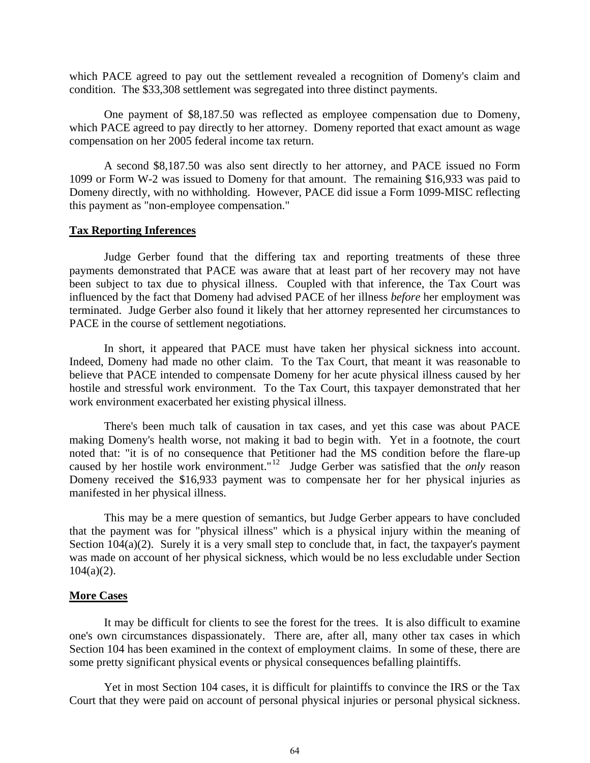which PACE agreed to pay out the settlement revealed a recognition of Domeny's claim and condition. The $33,308 settlement was segregated into three distinct payments.

One payment of $8,187.50 was reflected as employee compensation due to Domeny, which PACE agreed to pay directly to her attorney. Domeny reported that exact amount as wage compensation on her 2005 federal income tax return.

A second $8,187.50 was also sent directly to her attorney, and PACE issued no Form 1099 or Form W-2 was issued to Domeny for that amount. The remaining $16,933 was paid to Domeny directly, with no withholding. However, PACE did issue a Form 1099-MISC reflecting this payment as "non-employee compensation."

## Tax Reporting Inferences

Judge Gerber found that the differing tax and reporting treatments of these three payments demonstrated that PACE was aware that at least part of her recovery may not have been subject to tax due to physical illness. Coupled with that inference, the Tax Court was influenced by the fact that Domeny had advised PACE of her illness *before* her employment was terminated. Judge Gerber also found it likely that her attorney represented her circumstances to PACE in the course of settlement negotiations.

In short, it appeared that PACE must have taken her physical sickness into account. Indeed, Domeny had made no other claim. To the Tax Court, that meant it was reasonable to believe that PACE intended to compensate Domeny for her acute physical illness caused by her hostile and stressful work environment. To the Tax Court, this taxpayer demonstrated that her work environment exacerbated her existing physical illness.

There's been much talk of causation in tax cases, and yet this case was about PACE making Domeny's health worse, not making it bad to begin with. Yet in a footnote, the court noted that: "it is of no consequence that Petitioner had the MS condition before the flare-up caused by her hostile work environment."[12] Judge Gerber was satisfied that the *only* reason Domeny received the $16,933 payment was to compensate her for her physical injuries as manifested in her physical illness.

This may be a mere question of semantics, but Judge Gerber appears to have concluded that the payment was for "physical illness" which is a physical injury within the meaning of Section 104(a)(2). Surely it is a very small step to conclude that, in fact, the taxpayer's payment was made on account of her physical sickness, which would be no less excludable under Section 104(a)(2).

## More Cases

It may be difficult for clients to see the forest for the trees. It is also difficult to examine one's own circumstances dispassionately. There are, after all, many other tax cases in which Section 104 has been examined in the context of employment claims. In some of these, there are some pretty significant physical events or physical consequences befalling plaintiffs.

Yet in most Section 104 cases, it is difficult for plaintiffs to convince the IRS or the Tax Court that they were paid on account of personal physical injuries or personal physical sickness.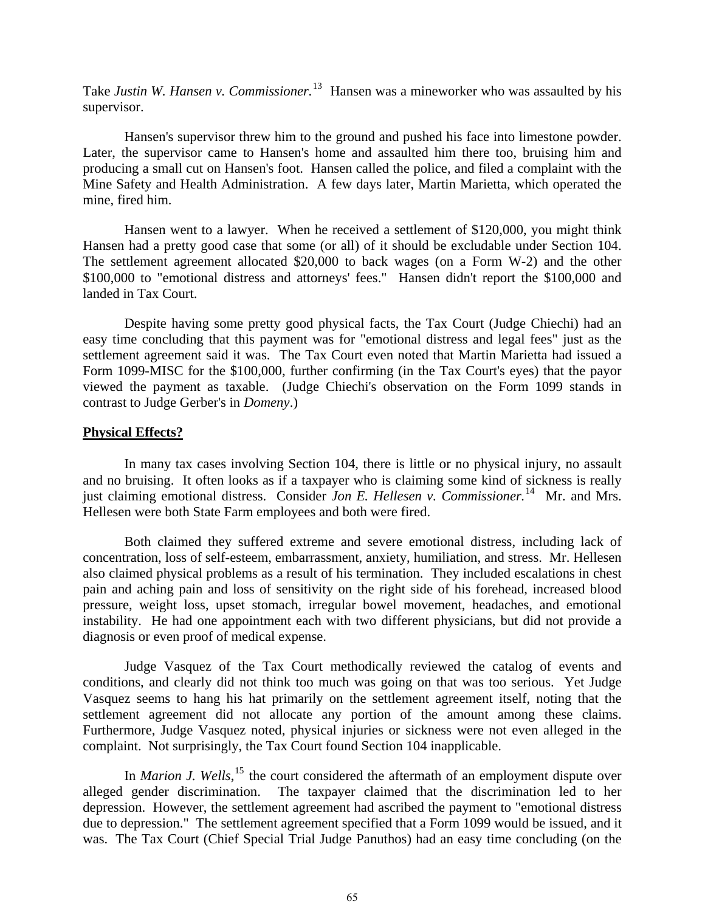Take *Justin W. Hansen v. Commissioner.*[13] Hansen was a mineworker who was assaulted by his supervisor.

Hansen's supervisor threw him to the ground and pushed his face into limestone powder. Later, the supervisor came to Hansen's home and assaulted him there too, bruising him and producing a small cut on Hansen's foot. Hansen called the police, and filed a complaint with the Mine Safety and Health Administration. A few days later, Martin Marietta, which operated the mine, fired him.

Hansen went to a lawyer. When he received a settlement of $120,000, you might think Hansen had a pretty good case that some (or all) of it should be excludable under Section 104. The settlement agreement allocated $20,000 to back wages (on a Form W-2) and the other $100,000 to "emotional distress and attorneys' fees." Hansen didn't report the $100,000 and landed in Tax Court.

Despite having some pretty good physical facts, the Tax Court (Judge Chiechi) had an easy time concluding that this payment was for "emotional distress and legal fees" just as the settlement agreement said it was. The Tax Court even noted that Martin Marietta had issued a Form 1099-MISC for the $100,000, further confirming (in the Tax Court's eyes) that the payor viewed the payment as taxable. (Judge Chiechi's observation on the Form 1099 stands in contrast to Judge Gerber's in *Domeny*.)

**Physical Effects?**

In many tax cases involving Section 104, there is little or no physical injury, no assault and no bruising. It often looks as if a taxpayer who is claiming some kind of sickness is really just claiming emotional distress. Consider *Jon E. Hellesen v. Commissioner.*[14] Mr. and Mrs. Hellesen were both State Farm employees and both were fired.

Both claimed they suffered extreme and severe emotional distress, including lack of concentration, loss of self-esteem, embarrassment, anxiety, humiliation, and stress. Mr. Hellesen also claimed physical problems as a result of his termination. They included escalations in chest pain and aching pain and loss of sensitivity on the right side of his forehead, increased blood pressure, weight loss, upset stomach, irregular bowel movement, headaches, and emotional instability. He had one appointment each with two different physicians, but did not provide a diagnosis or even proof of medical expense.

Judge Vasquez of the Tax Court methodically reviewed the catalog of events and conditions, and clearly did not think too much was going on that was too serious. Yet Judge Vasquez seems to hang his hat primarily on the settlement agreement itself, noting that the settlement agreement did not allocate any portion of the amount among these claims. Furthermore, Judge Vasquez noted, physical injuries or sickness were not even alleged in the complaint. Not surprisingly, the Tax Court found Section 104 inapplicable.

In *Marion J. Wells*,[15] the court considered the aftermath of an employment dispute over alleged gender discrimination. The taxpayer claimed that the discrimination led to her depression. However, the settlement agreement had ascribed the payment to "emotional distress due to depression." The settlement agreement specified that a Form 1099 would be issued, and it was. The Tax Court (Chief Special Trial Judge Panuthos) had an easy time concluding (on the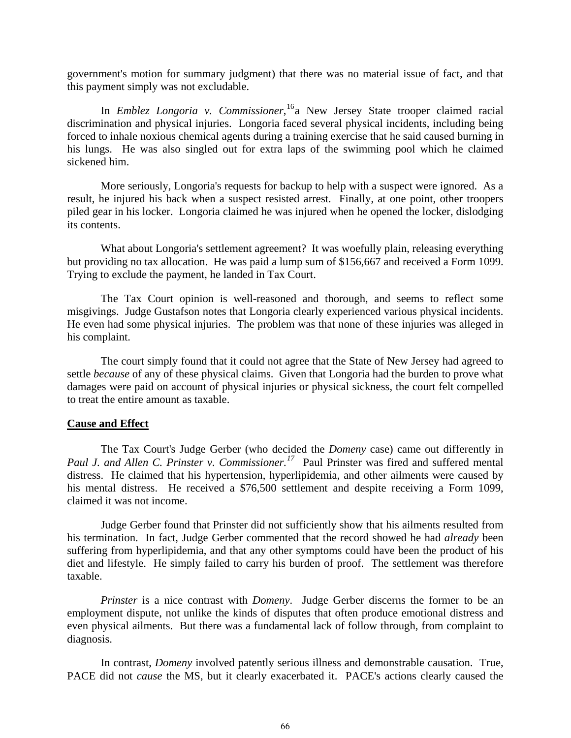government's motion for summary judgment) that there was no material issue of fact, and that this payment simply was not excludable.

In *Emblez Longoria v. Commissioner*,[16] a New Jersey State trooper claimed racial discrimination and physical injuries. Longoria faced several physical incidents, including being forced to inhale noxious chemical agents during a training exercise that he said caused burning in his lungs. He was also singled out for extra laps of the swimming pool which he claimed sickened him.

More seriously, Longoria's requests for backup to help with a suspect were ignored. As a result, he injured his back when a suspect resisted arrest. Finally, at one point, other troopers piled gear in his locker. Longoria claimed he was injured when he opened the locker, dislodging its contents.

What about Longoria's settlement agreement? It was woefully plain, releasing everything but providing no tax allocation. He was paid a lump sum of $156,667 and received a Form 1099. Trying to exclude the payment, he landed in Tax Court.

The Tax Court opinion is well-reasoned and thorough, and seems to reflect some misgivings. Judge Gustafson notes that Longoria clearly experienced various physical incidents. He even had some physical injuries. The problem was that none of these injuries was alleged in his complaint.

The court simply found that it could not agree that the State of New Jersey had agreed to settle *because* of any of these physical claims. Given that Longoria had the burden to prove what damages were paid on account of physical injuries or physical sickness, the court felt compelled to treat the entire amount as taxable.

**<u>Cause and Effect</u>**

The Tax Court's Judge Gerber (who decided the *Domeny* case) came out differently in *Paul J. and Allen C. Prinster v. Commissioner.*[17] Paul Prinster was fired and suffered mental distress. He claimed that his hypertension, hyperlipidemia, and other ailments were caused by his mental distress. He received a $76,500 settlement and despite receiving a Form 1099, claimed it was not income.

Judge Gerber found that Prinster did not sufficiently show that his ailments resulted from his termination. In fact, Judge Gerber commented that the record showed he had *already* been suffering from hyperlipidemia, and that any other symptoms could have been the product of his diet and lifestyle. He simply failed to carry his burden of proof. The settlement was therefore taxable.

*Prinster* is a nice contrast with *Domeny*. Judge Gerber discerns the former to be an employment dispute, not unlike the kinds of disputes that often produce emotional distress and even physical ailments. But there was a fundamental lack of follow through, from complaint to diagnosis.

In contrast, *Domeny* involved patently serious illness and demonstrable causation. True, PACE did not *cause* the MS, but it clearly exacerbated it. PACE's actions clearly caused the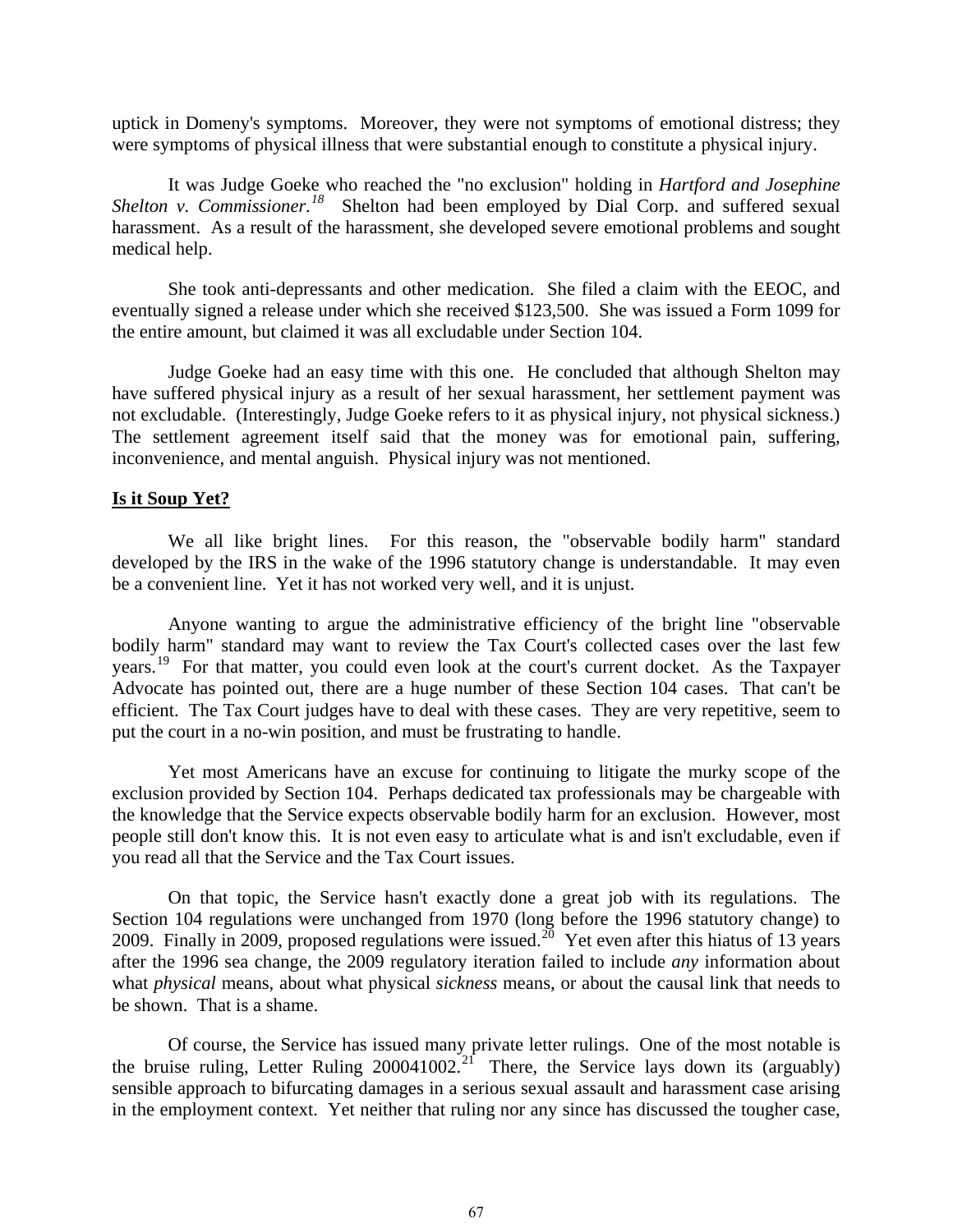uptick in Domeny's symptoms. Moreover, they were not symptoms of emotional distress; they were symptoms of physical illness that were substantial enough to constitute a physical injury.

It was Judge Goeke who reached the "no exclusion" holding in *Hartford and Josephine Shelton v. Commissioner.*[18] Shelton had been employed by Dial Corp. and suffered sexual harassment. As a result of the harassment, she developed severe emotional problems and sought medical help.

She took anti-depressants and other medication. She filed a claim with the EEOC, and eventually signed a release under which she received $123,500. She was issued a Form 1099 for the entire amount, but claimed it was all excludable under Section 104.

Judge Goeke had an easy time with this one. He concluded that although Shelton may have suffered physical injury as a result of her sexual harassment, her settlement payment was not excludable. (Interestingly, Judge Goeke refers to it as physical injury, not physical sickness.) The settlement agreement itself said that the money was for emotional pain, suffering, inconvenience, and mental anguish. Physical injury was not mentioned.

**Is it Soup Yet?**

We all like bright lines. For this reason, the "observable bodily harm" standard developed by the IRS in the wake of the 1996 statutory change is understandable. It may even be a convenient line. Yet it has not worked very well, and it is unjust.

Anyone wanting to argue the administrative efficiency of the bright line "observable bodily harm" standard may want to review the Tax Court's collected cases over the last few years.[19] For that matter, you could even look at the court's current docket. As the Taxpayer Advocate has pointed out, there are a huge number of these Section 104 cases. That can't be efficient. The Tax Court judges have to deal with these cases. They are very repetitive, seem to put the court in a no-win position, and must be frustrating to handle.

Yet most Americans have an excuse for continuing to litigate the murky scope of the exclusion provided by Section 104. Perhaps dedicated tax professionals may be chargeable with the knowledge that the Service expects observable bodily harm for an exclusion. However, most people still don't know this. It is not even easy to articulate what is and isn't excludable, even if you read all that the Service and the Tax Court issues.

On that topic, the Service hasn't exactly done a great job with its regulations. The Section 104 regulations were unchanged from 1970 (long before the 1996 statutory change) to 2009. Finally in 2009, proposed regulations were issued.[20] Yet even after this hiatus of 13 years after the 1996 sea change, the 2009 regulatory iteration failed to include *any* information about what *physical* means, about what physical *sickness* means, or about the causal link that needs to be shown. That is a shame.

Of course, the Service has issued many private letter rulings. One of the most notable is the bruise ruling, Letter Ruling 200041002.[21] There, the Service lays down its (arguably) sensible approach to bifurcating damages in a serious sexual assault and harassment case arising in the employment context. Yet neither that ruling nor any since has discussed the tougher case,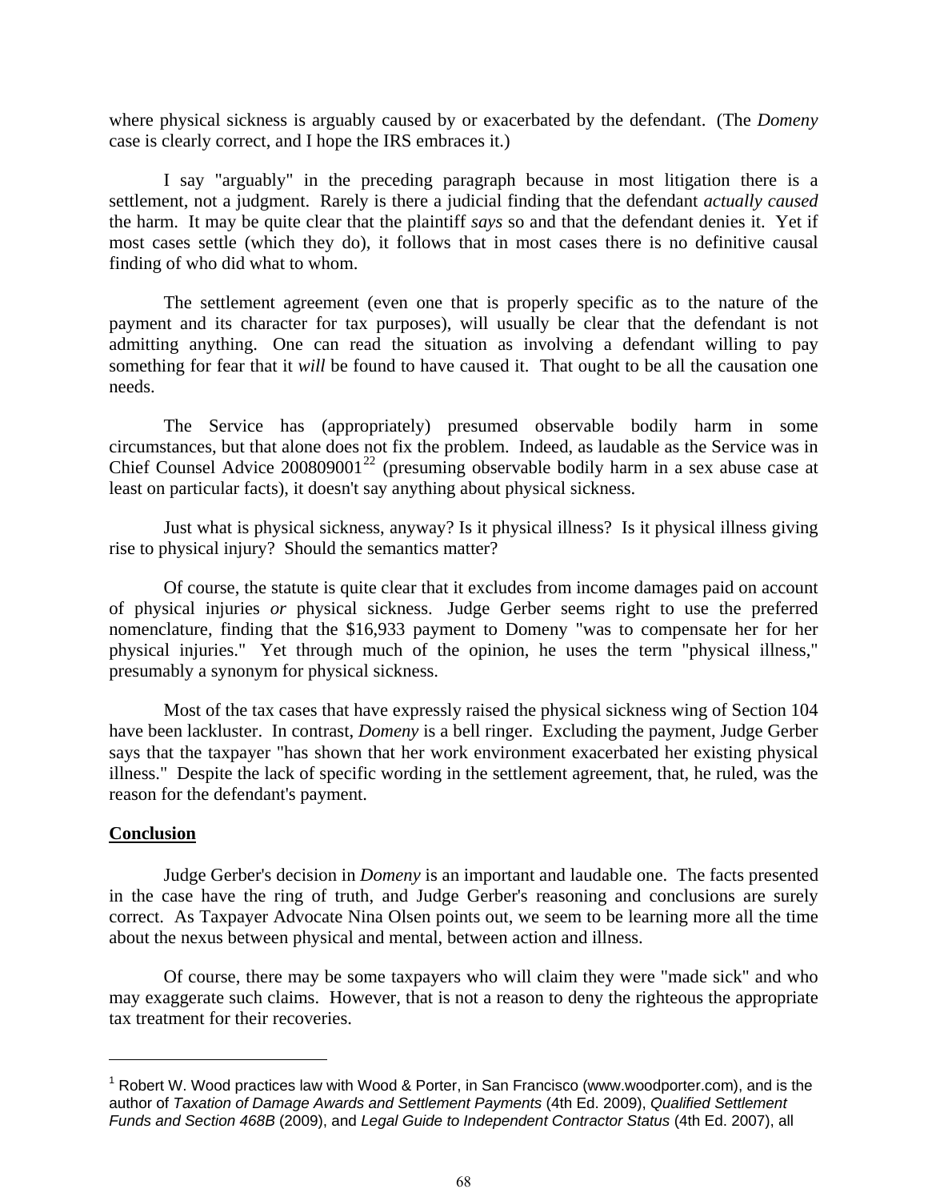where physical sickness is arguably caused by or exacerbated by the defendant. (The *Domeny* case is clearly correct, and I hope the IRS embraces it.)

I say "arguably" in the preceding paragraph because in most litigation there is a settlement, not a judgment. Rarely is there a judicial finding that the defendant *actually caused* the harm. It may be quite clear that the plaintiff *says* so and that the defendant denies it. Yet if most cases settle (which they do), it follows that in most cases there is no definitive causal finding of who did what to whom.

The settlement agreement (even one that is properly specific as to the nature of the payment and its character for tax purposes), will usually be clear that the defendant is not admitting anything. One can read the situation as involving a defendant willing to pay something for fear that it *will* be found to have caused it. That ought to be all the causation one needs.

The Service has (appropriately) presumed observable bodily harm in some circumstances, but that alone does not fix the problem. Indeed, as laudable as the Service was in Chief Counsel Advice 200809001[22] (presuming observable bodily harm in a sex abuse case at least on particular facts), it doesn't say anything about physical sickness.

Just what is physical sickness, anyway? Is it physical illness? Is it physical illness giving rise to physical injury? Should the semantics matter?

Of course, the statute is quite clear that it excludes from income damages paid on account of physical injuries *or* physical sickness. Judge Gerber seems right to use the preferred nomenclature, finding that the $16,933 payment to Domeny "was to compensate her for her physical injuries." Yet through much of the opinion, he uses the term "physical illness," presumably a synonym for physical sickness.

Most of the tax cases that have expressly raised the physical sickness wing of Section 104 have been lackluster. In contrast, *Domeny* is a bell ringer. Excluding the payment, Judge Gerber says that the taxpayer "has shown that her work environment exacerbated her existing physical illness." Despite the lack of specific wording in the settlement agreement, that, he ruled, was the reason for the defendant's payment.

## Conclusion

Judge Gerber's decision in *Domeny* is an important and laudable one. The facts presented in the case have the ring of truth, and Judge Gerber's reasoning and conclusions are surely correct. As Taxpayer Advocate Nina Olsen points out, we seem to be learning more all the time about the nexus between physical and mental, between action and illness.

Of course, there may be some taxpayers who will claim they were "made sick" and who may exaggerate such claims. However, that is not a reason to deny the righteous the appropriate tax treatment for their recoveries.

---

[1] Robert W. Wood practices law with Wood & Porter, in San Francisco (www.woodporter.com), and is the author of *Taxation of Damage Awards and Settlement Payments* (4th Ed. 2009), *Qualified Settlement Funds and Section 468B* (2009), and *Legal Guide to Independent Contractor Status* (4th Ed. 2007), all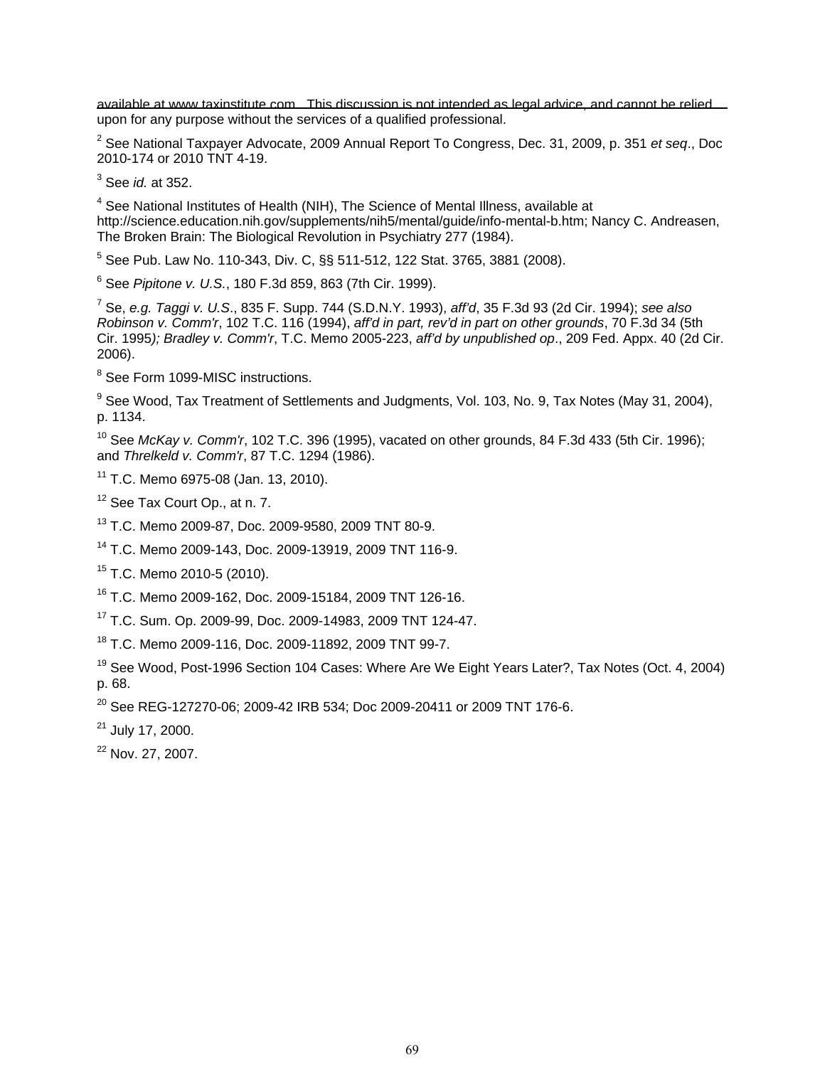available at www.taxinstitute.com. This discussion is not intended as legal advice, and cannot be relied upon for any purpose without the services of a qualified professional.

[2] See National Taxpayer Advocate, 2009 Annual Report To Congress, Dec. 31, 2009, p. 351 *et seq*., Doc 2010-174 or 2010 TNT 4-19.

[3] See *id.* at 352.

[4] See National Institutes of Health (NIH), The Science of Mental Illness, available at http://science.education.nih.gov/supplements/nih5/mental/guide/info-mental-b.htm; Nancy C. Andreasen, The Broken Brain: The Biological Revolution in Psychiatry 277 (1984).

[5] See Pub. Law No. 110-343, Div. C, §§ 511-512, 122 Stat. 3765, 3881 (2008).

[6] See *Pipitone v. U.S.*, 180 F.3d 859, 863 (7th Cir. 1999).

[7] Se, *e.g. Taggi v. U.S*., 835 F. Supp. 744 (S.D.N.Y. 1993), *aff'd*, 35 F.3d 93 (2d Cir. 1994); *see also Robinson v. Comm'r*, 102 T.C. 116 (1994), *aff'd in part, rev'd in part on other grounds*, 70 F.3d 34 (5th Cir. 1995*); Bradley v. Comm'r*, T.C. Memo 2005-223, *aff'd by unpublished op*., 209 Fed. Appx. 40 (2d Cir. 2006).

[8] See Form 1099-MISC instructions.

[9] See Wood, Tax Treatment of Settlements and Judgments, Vol. 103, No. 9, Tax Notes (May 31, 2004), p. 1134.

[10] See *McKay v. Comm'r*, 102 T.C. 396 (1995), vacated on other grounds, 84 F.3d 433 (5th Cir. 1996); and *Threlkeld v. Comm'r*, 87 T.C. 1294 (1986).

[11] T.C. Memo 6975-08 (Jan. 13, 2010).

[12] See Tax Court Op., at n. 7.

[13] T.C. Memo 2009-87, Doc. 2009-9580, 2009 TNT 80-9.

[14] T.C. Memo 2009-143, Doc. 2009-13919, 2009 TNT 116-9.

[15] T.C. Memo 2010-5 (2010).

[16] T.C. Memo 2009-162, Doc. 2009-15184, 2009 TNT 126-16.

[17] T.C. Sum. Op. 2009-99, Doc. 2009-14983, 2009 TNT 124-47.

[18] T.C. Memo 2009-116, Doc. 2009-11892, 2009 TNT 99-7.

[19] See Wood, Post-1996 Section 104 Cases: Where Are We Eight Years Later?, Tax Notes (Oct. 4, 2004) p. 68.

[20] See REG-127270-06; 2009-42 IRB 534; Doc 2009-20411 or 2009 TNT 176-6.

[21] July 17, 2000.

[22] Nov. 27, 2007.